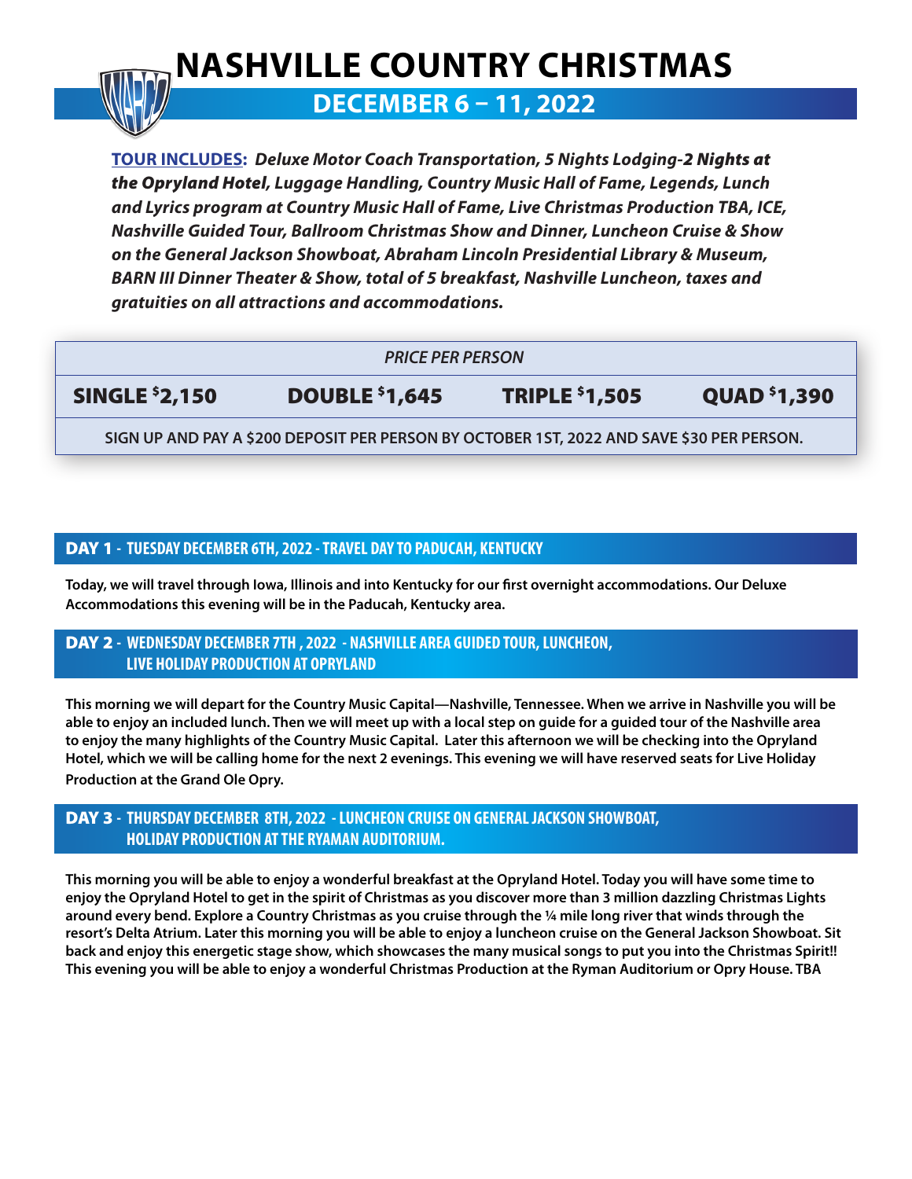# NASHVILLE COUNTRY CHRISTMAS

## DECEMBER 6 – 11, 2022

**TOUR INCLUDES:** ***Deluxe Motor Coach Transportation, 5 Nights Lodging-2 Nights at the Opryland Hotel, Luggage Handling, Country Music Hall of Fame, Legends, Lunch and Lyrics program at Country Music Hall of Fame, Live Christmas Production TBA, ICE, Nashville Guided Tour, Ballroom Christmas Show and Dinner, Luncheon Cruise & Show on the General Jackson Showboat, Abraham Lincoln Presidential Library & Museum, BARN III Dinner Theater & Show, total of 5 breakfast, Nashville Luncheon, taxes and gratuities on all attractions and accommodations.***

| *PRICE PER PERSON* | | | |
|---|---|---|---|
| **SINGLE $2,150** | **DOUBLE $1,645** | **TRIPLE $1,505** | **QUAD $1,390** |

**SIGN UP AND PAY A $200 DEPOSIT PER PERSON BY OCTOBER 1ST, 2022 AND SAVE $30 PER PERSON.**

### DAY 1 - TUESDAY DECEMBER 6TH, 2022 - TRAVEL DAY TO PADUCAH, KENTUCKY

**Today, we will travel through Iowa, Illinois and into Kentucky for our first overnight accommodations. Our Deluxe Accommodations this evening will be in the Paducah, Kentucky area.**

### DAY 2 - WEDNESDAY DECEMBER 7TH , 2022 - NASHVILLE AREA GUIDED TOUR, LUNCHEON, LIVE HOLIDAY PRODUCTION AT OPRYLAND

**This morning we will depart for the Country Music Capital—Nashville, Tennessee. When we arrive in Nashville you will be able to enjoy an included lunch. Then we will meet up with a local step on guide for a guided tour of the Nashville area to enjoy the many highlights of the Country Music Capital. Later this afternoon we will be checking into the Opryland Hotel, which we will be calling home for the next 2 evenings. This evening we will have reserved seats for Live Holiday Production at the Grand Ole Opry.**

### DAY 3 - THURSDAY DECEMBER 8TH, 2022 - LUNCHEON CRUISE ON GENERAL JACKSON SHOWBOAT, HOLIDAY PRODUCTION AT THE RYAMAN AUDITORIUM.

**This morning you will be able to enjoy a wonderful breakfast at the Opryland Hotel. Today you will have some time to enjoy the Opryland Hotel to get in the spirit of Christmas as you discover more than 3 million dazzling Christmas Lights around every bend. Explore a Country Christmas as you cruise through the ¼ mile long river that winds through the resort's Delta Atrium. Later this morning you will be able to enjoy a luncheon cruise on the General Jackson Showboat. Sit back and enjoy this energetic stage show, which showcases the many musical songs to put you into the Christmas Spirit!! This evening you will be able to enjoy a wonderful Christmas Production at the Ryman Auditorium or Opry House. TBA**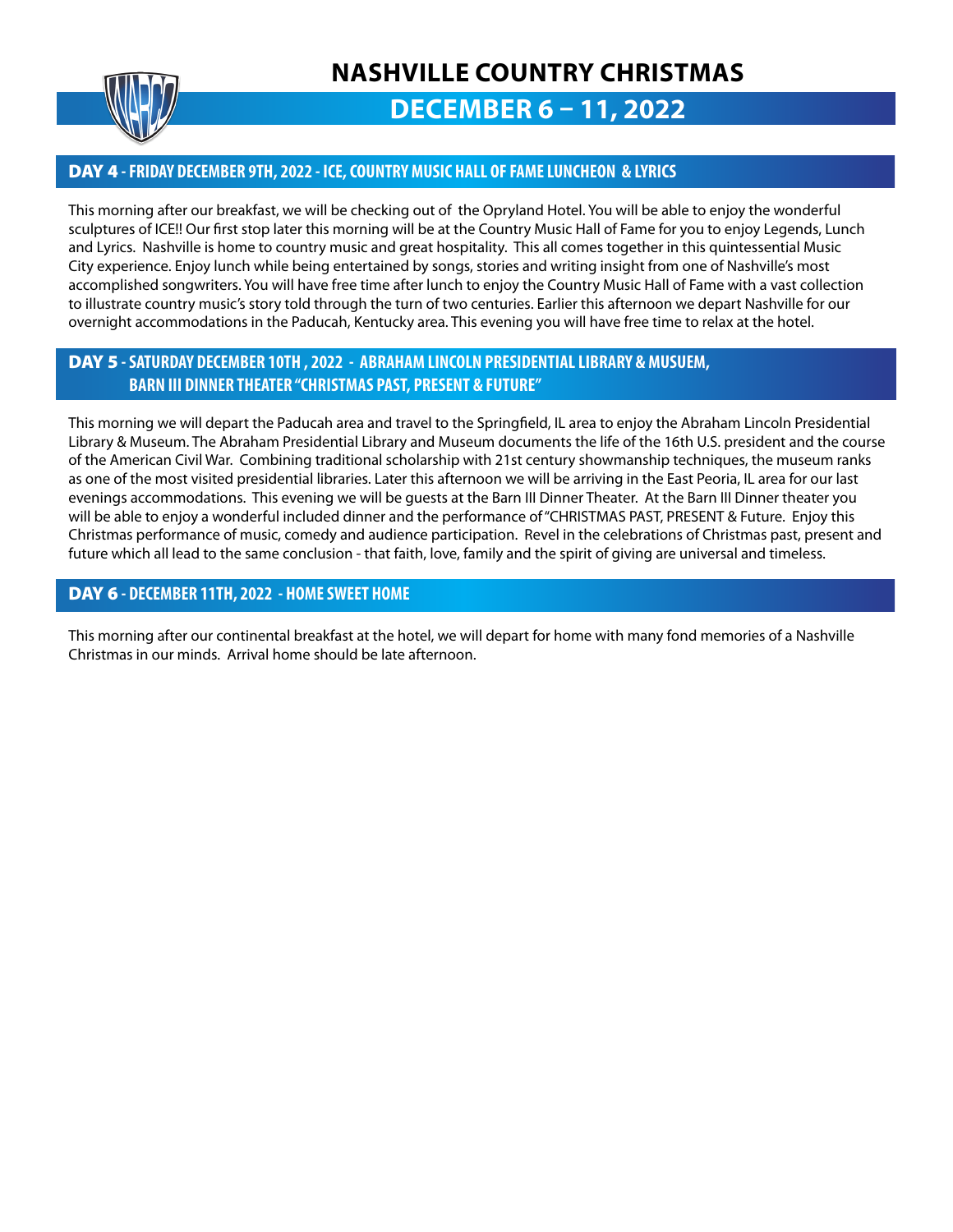# NASHVILLE COUNTRY CHRISTMAS

## DECEMBER 6 – 11, 2022

### DAY 4 - FRIDAY DECEMBER 9TH, 2022 - ICE, COUNTRY MUSIC HALL OF FAME LUNCHEON & LYRICS

This morning after our breakfast, we will be checking out of the Opryland Hotel. You will be able to enjoy the wonderful sculptures of ICE!! Our first stop later this morning will be at the Country Music Hall of Fame for you to enjoy Legends, Lunch and Lyrics. Nashville is home to country music and great hospitality. This all comes together in this quintessential Music City experience. Enjoy lunch while being entertained by songs, stories and writing insight from one of Nashville's most accomplished songwriters. You will have free time after lunch to enjoy the Country Music Hall of Fame with a vast collection to illustrate country music's story told through the turn of two centuries. Earlier this afternoon we depart Nashville for our overnight accommodations in the Paducah, Kentucky area. This evening you will have free time to relax at the hotel.

### DAY 5 - SATURDAY DECEMBER 10TH , 2022 - ABRAHAM LINCOLN PRESIDENTIAL LIBRARY & MUSUEM, BARN III DINNER THEATER "CHRISTMAS PAST, PRESENT & FUTURE"

This morning we will depart the Paducah area and travel to the Springfield, IL area to enjoy the Abraham Lincoln Presidential Library & Museum. The Abraham Presidential Library and Museum documents the life of the 16th U.S. president and the course of the American Civil War. Combining traditional scholarship with 21st century showmanship techniques, the museum ranks as one of the most visited presidential libraries. Later this afternoon we will be arriving in the East Peoria, IL area for our last evenings accommodations. This evening we will be guests at the Barn III Dinner Theater. At the Barn III Dinner theater you will be able to enjoy a wonderful included dinner and the performance of "CHRISTMAS PAST, PRESENT & Future. Enjoy this Christmas performance of music, comedy and audience participation. Revel in the celebrations of Christmas past, present and future which all lead to the same conclusion - that faith, love, family and the spirit of giving are universal and timeless.

### DAY 6 - DECEMBER 11TH, 2022 - HOME SWEET HOME

This morning after our continental breakfast at the hotel, we will depart for home with many fond memories of a Nashville Christmas in our minds. Arrival home should be late afternoon.